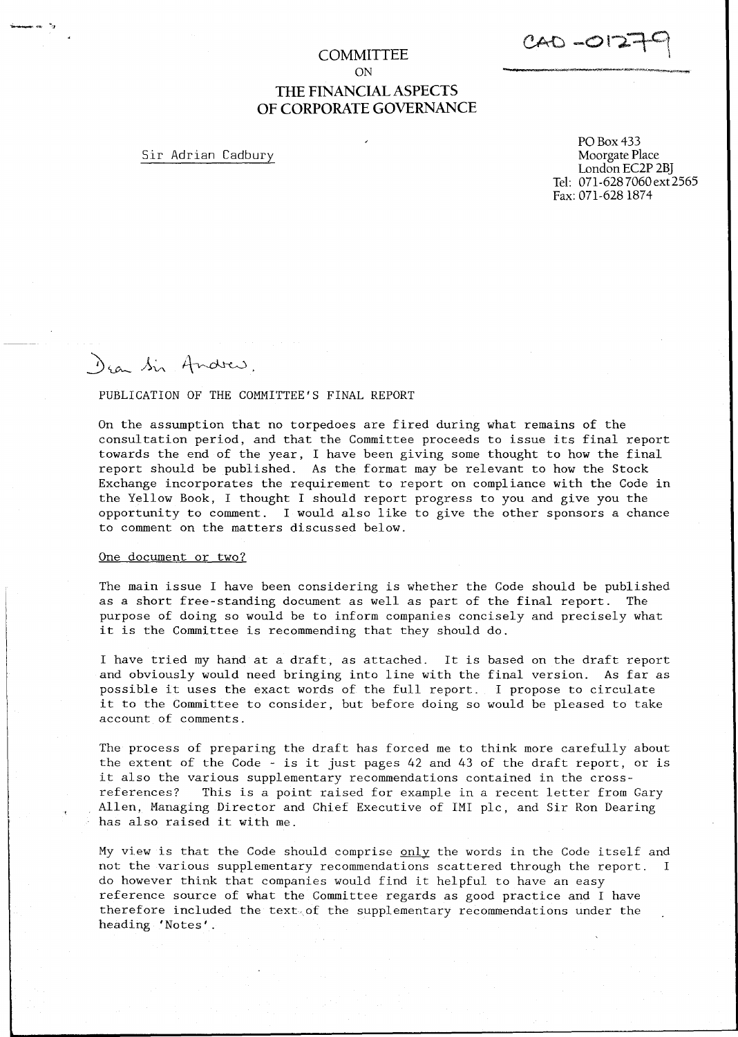CAD-01279

# COMMITTEE

ON

# THE FINANCIAL ASPECTS OF CORPORATE GOVERNANCE

Sir Adrian Cadbury

PO Box 433
Moorgate Place
London EC2P 2BJ
Tel: 071-628 7060 ext 2565
Fax: 071-628 1874

Dear Sir Andrew,

PUBLICATION OF THE COMMITTEE'S FINAL REPORT

On the assumption that no torpedoes are fired during what remains of the consultation period, and that the Committee proceeds to issue its final report towards the end of the year, I have been giving some thought to how the final report should be published. As the format may be relevant to how the Stock Exchange incorporates the requirement to report on compliance with the Code in the Yellow Book, I thought I should report progress to you and give you the opportunity to comment. I would also like to give the other sponsors a chance to comment on the matters discussed below.

One document or two?

The main issue I have been considering is whether the Code should be published as a short free-standing document as well as part of the final report. The purpose of doing so would be to inform companies concisely and precisely what it is the Committee is recommending that they should do.

I have tried my hand at a draft, as attached. It is based on the draft report and obviously would need bringing into line with the final version. As far as possible it uses the exact words of the full report. I propose to circulate it to the Committee to consider, but before doing so would be pleased to take account of comments.

The process of preparing the draft has forced me to think more carefully about the extent of the Code - is it just pages 42 and 43 of the draft report, or is it also the various supplementary recommendations contained in the cross-references? This is a point raised for example in a recent letter from Gary Allen, Managing Director and Chief Executive of IMI plc, and Sir Ron Dearing has also raised it with me.

My view is that the Code should comprise only the words in the Code itself and not the various supplementary recommendations scattered through the report. I do however think that companies would find it helpful to have an easy reference source of what the Committee regards as good practice and I have therefore included the text of the supplementary recommendations under the heading 'Notes'.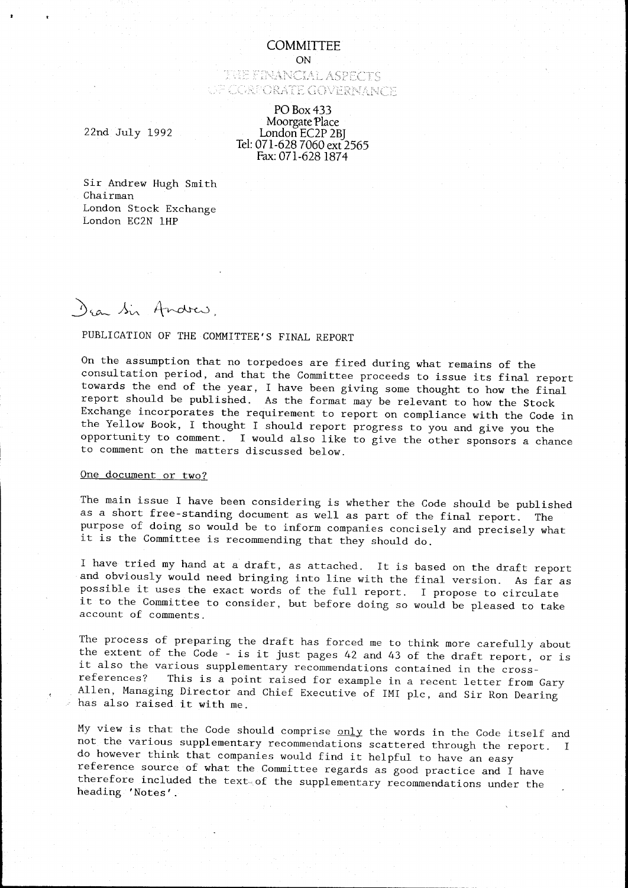# COMMITTEE

ON

THE FINANCIAL ASPECTS
OF CORPORATE GOVERNANCE

PO Box 433
Moorgate Place
London EC2P 2BJ
Tel: 071-628 7060 ext 2565
Fax: 071-628 1874

22nd July 1992

Sir Andrew Hugh Smith
Chairman
London Stock Exchange
London EC2N 1HP

Dear Sir Andrew,

PUBLICATION OF THE COMMITTEE'S FINAL REPORT

On the assumption that no torpedoes are fired during what remains of the consultation period, and that the Committee proceeds to issue its final report towards the end of the year, I have been giving some thought to how the final report should be published. As the format may be relevant to how the Stock Exchange incorporates the requirement to report on compliance with the Code in the Yellow Book, I thought I should report progress to you and give you the opportunity to comment. I would also like to give the other sponsors a chance to comment on the matters discussed below.

One document or two?

The main issue I have been considering is whether the Code should be published as a short free-standing document as well as part of the final report. The purpose of doing so would be to inform companies concisely and precisely what it is the Committee is recommending that they should do.

I have tried my hand at a draft, as attached. It is based on the draft report and obviously would need bringing into line with the final version. As far as possible it uses the exact words of the full report. I propose to circulate it to the Committee to consider, but before doing so would be pleased to take account of comments.

The process of preparing the draft has forced me to think more carefully about the extent of the Code - is it just pages 42 and 43 of the draft report, or is it also the various supplementary recommendations contained in the cross-references? This is a point raised for example in a recent letter from Gary Allen, Managing Director and Chief Executive of IMI plc, and Sir Ron Dearing has also raised it with me.

My view is that the Code should comprise only the words in the Code itself and not the various supplementary recommendations scattered through the report. I do however think that companies would find it helpful to have an easy reference source of what the Committee regards as good practice and I have therefore included the text of the supplementary recommendations under the heading 'Notes'.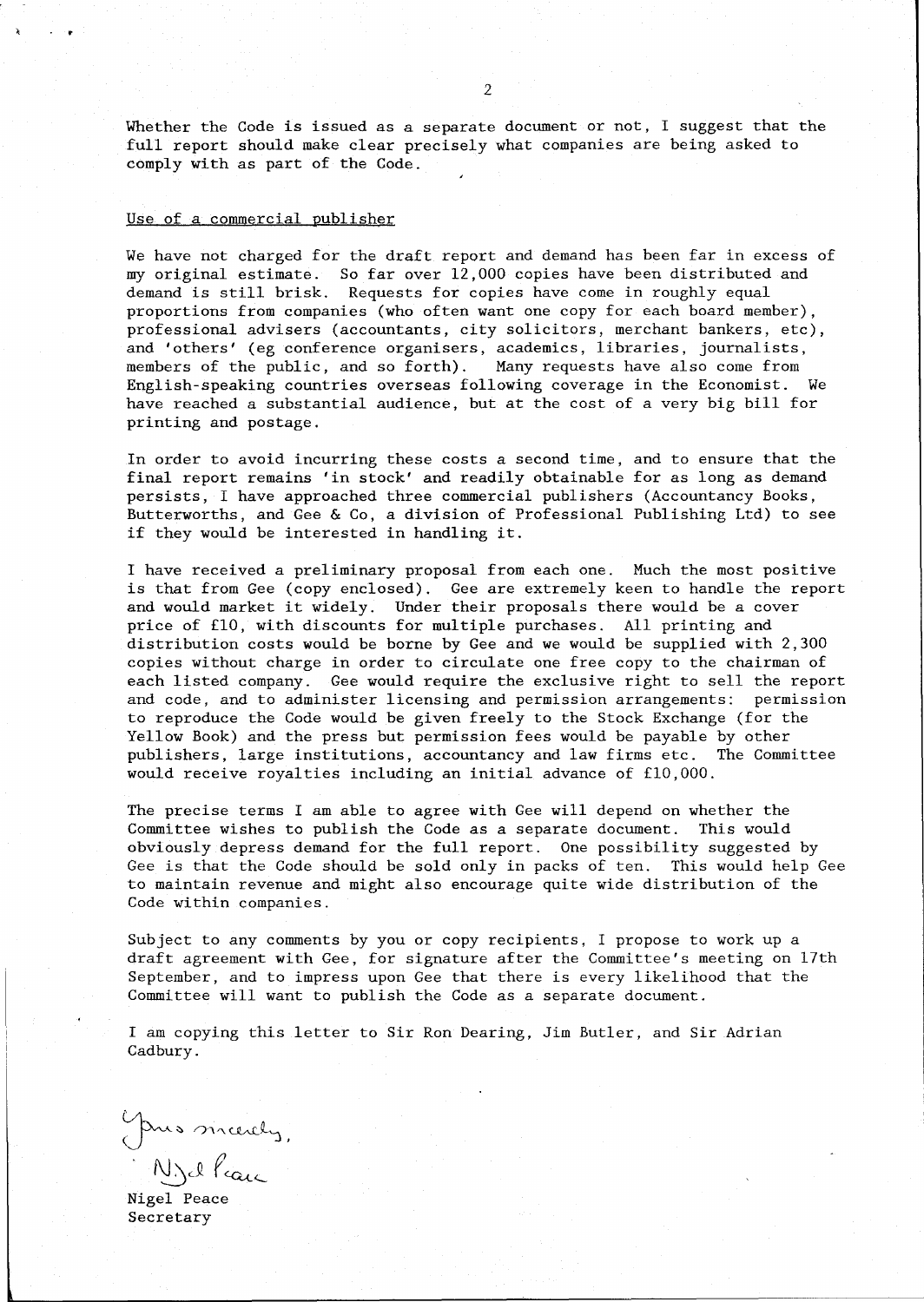Whether the Code is issued as a separate document or not, I suggest that the full report should make clear precisely what companies are being asked to comply with as part of the Code.

Use of a commercial publisher

We have not charged for the draft report and demand has been far in excess of my original estimate. So far over 12,000 copies have been distributed and demand is still brisk. Requests for copies have come in roughly equal proportions from companies (who often want one copy for each board member), professional advisers (accountants, city solicitors, merchant bankers, etc), and 'others' (eg conference organisers, academics, libraries, journalists, members of the public, and so forth). Many requests have also come from English-speaking countries overseas following coverage in the Economist. We have reached a substantial audience, but at the cost of a very big bill for printing and postage.

In order to avoid incurring these costs a second time, and to ensure that the final report remains 'in stock' and readily obtainable for as long as demand persists, I have approached three commercial publishers (Accountancy Books, Butterworths, and Gee & Co, a division of Professional Publishing Ltd) to see if they would be interested in handling it.

I have received a preliminary proposal from each one. Much the most positive is that from Gee (copy enclosed). Gee are extremely keen to handle the report and would market it widely. Under their proposals there would be a cover price of £10, with discounts for multiple purchases. All printing and distribution costs would be borne by Gee and we would be supplied with 2,300 copies without charge in order to circulate one free copy to the chairman of each listed company. Gee would require the exclusive right to sell the report and code, and to administer licensing and permission arrangements: permission to reproduce the Code would be given freely to the Stock Exchange (for the Yellow Book) and the press but permission fees would be payable by other publishers, large institutions, accountancy and law firms etc. The Committee would receive royalties including an initial advance of £10,000.

The precise terms I am able to agree with Gee will depend on whether the Committee wishes to publish the Code as a separate document. This would obviously depress demand for the full report. One possibility suggested by Gee is that the Code should be sold only in packs of ten. This would help Gee to maintain revenue and might also encourage quite wide distribution of the Code within companies.

Subject to any comments by you or copy recipients, I propose to work up a draft agreement with Gee, for signature after the Committee's meeting on 17th September, and to impress upon Gee that there is every likelihood that the Committee will want to publish the Code as a separate document.

I am copying this letter to Sir Ron Dearing, Jim Butler, and Sir Adrian Cadbury.

Yours sincerely,

Nigel Peace

Nigel Peace
Secretary